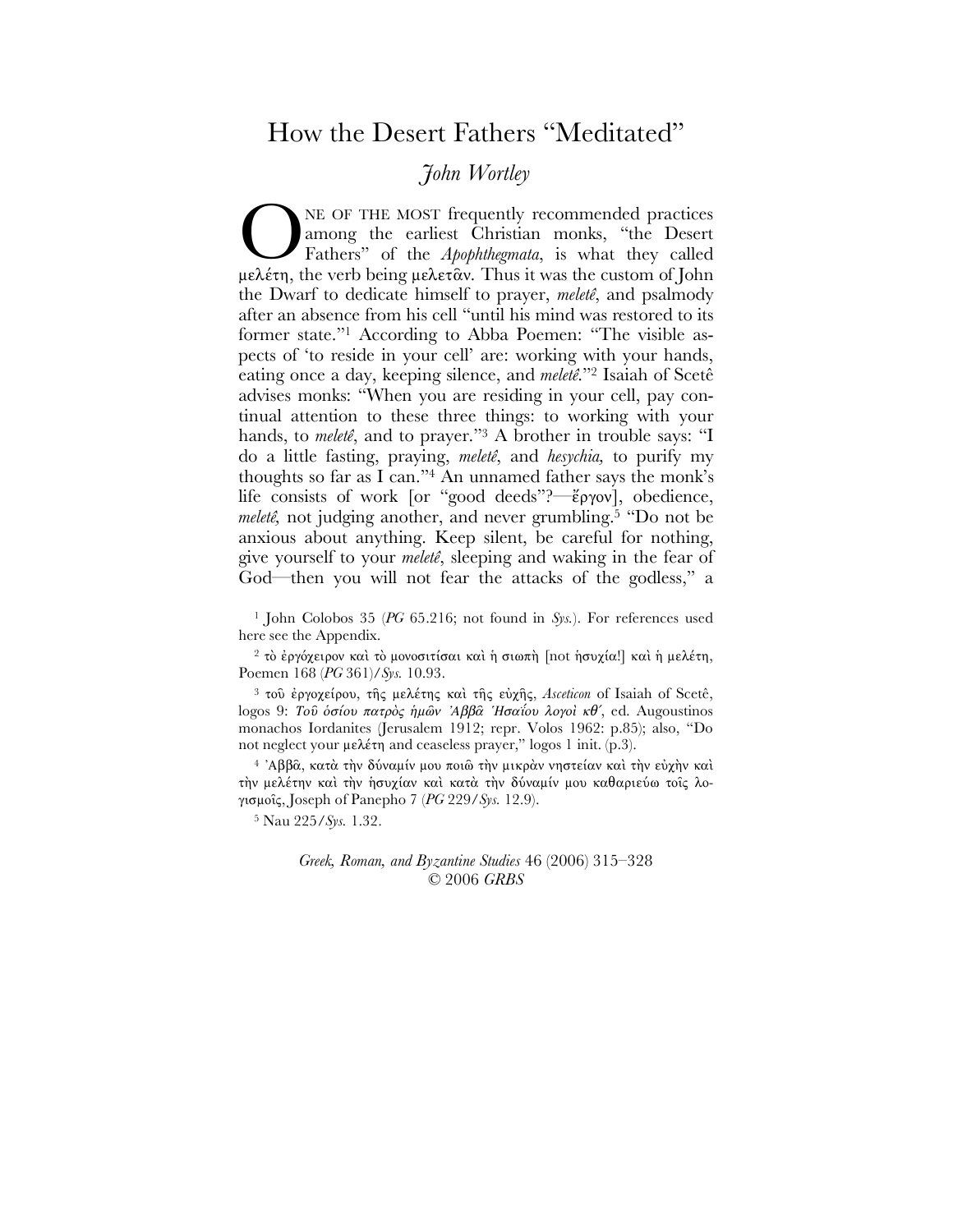# How the Desert Fathers "Meditated"

*John Wortley*

ONE OF THE MOST frequently recommended practices among the earliest Christian monks, "the Desert Fathers" of the *Apophthegmata*, is what they called μελέτη, the verb being μελετᾶν. Thus it was the custom of John the Dwarf to dedicate himself to prayer, *meletê*, and psalmody after an absence from his cell "until his mind was restored to its former state."[1] According to Abba Poemen: "The visible aspects of 'to reside in your cell' are: working with your hands, eating once a day, keeping silence, and *meletê*."[2] Isaiah of Scetê advises monks: "When you are residing in your cell, pay continual attention to these three things: to working with your hands, to *meletê*, and to prayer."[3] A brother in trouble says: "I do a little fasting, praying, *meletê*, and *hesychia,* to purify my thoughts so far as I can."[4] An unnamed father says the monk's life consists of work [or "good deeds"?—ἔργον], obedience, *meletê,* not judging another, and never grumbling.[5] "Do not be anxious about anything. Keep silent, be careful for nothing, give yourself to your *meletê*, sleeping and waking in the fear of God—then you will not fear the attacks of the godless," a

[1] John Colobos 35 (*PG* 65.216; not found in *Sys.*). For references used here see the Appendix.

[2] τὸ ἐργόχειρον καὶ τὸ μονοσιτίσαι καὶ ἡ σιωπὴ [not ἡσυχία!] καὶ ἡ μελέτη, Poemen 168 (*PG* 361)/*Sys.* 10.93.

[3] τοῦ ἐργοχείρου, τῆς μελέτης καὶ τῆς εὐχῆς, *Asceticon* of Isaiah of Scetê, logos 9: *Τοῦ ὁσίου πατρὸς ἡμῶν Ἀββᾶ Ἡσαΐου λογοὶ κθʹ*, ed. Augoustinos monachos Iordanites (Jerusalem 1912; repr. Volos 1962: p.85); also, "Do not neglect your μελέτη and ceaseless prayer," logos 1 init. (p.3).

[4] Ἀββᾶ, κατὰ τὴν δύναμίν μου ποιῶ τὴν μικρὰν νηστείαν καὶ τὴν εὐχὴν καὶ τὴν μελέτην καὶ τὴν ἡσυχίαν καὶ κατὰ τὴν δύναμίν μου καθαριεύω τοῖς λογισμοῖς, Joseph of Panepho 7 (*PG* 229/*Sys.* 12.9).

[5] Nau 225/*Sys.* 1.32.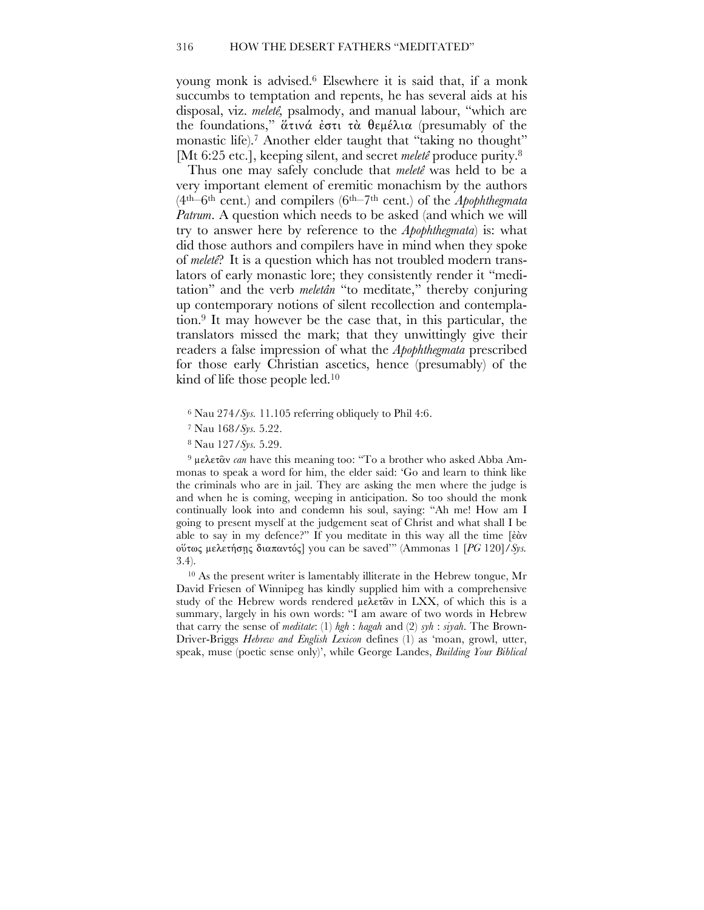young monk is advised.[6] Elsewhere it is said that, if a monk succumbs to temptation and repents, he has several aids at his disposal, viz. *meletê*, psalmody, and manual labour, "which are the foundations," ἅτινά ἐστι τὰ θεμέλια (presumably of the monastic life).[7] Another elder taught that "taking no thought" [Mt 6:25 etc.], keeping silent, and secret *meletê* produce purity.[8]

Thus one may safely conclude that *meletê* was held to be a very important element of eremitic monachism by the authors (4th–6th cent.) and compilers (6th–7th cent.) of the *Apophthegmata Patrum*. A question which needs to be asked (and which we will try to answer here by reference to the *Apophthegmata*) is: what did those authors and compilers have in mind when they spoke of *meletê*? It is a question which has not troubled modern translators of early monastic lore; they consistently render it "meditation" and the verb *meletân* "to meditate," thereby conjuring up contemporary notions of silent recollection and contemplation.[9] It may however be the case that, in this particular, the translators missed the mark; that they unwittingly give their readers a false impression of what the *Apophthegmata* prescribed for those early Christian ascetics, hence (presumably) of the kind of life those people led.[10]

[6] Nau 274/*Sys.* 11.105 referring obliquely to Phil 4:6.

[7] Nau 168/*Sys.* 5.22.

[8] Nau 127/*Sys.* 5.29.

[9] μελετᾶν *can* have this meaning too: "To a brother who asked Abba Ammonas to speak a word for him, the elder said: 'Go and learn to think like the criminals who are in jail. They are asking the men where the judge is and when he is coming, weeping in anticipation. So too should the monk continually look into and condemn his soul, saying: "Ah me! How am I going to present myself at the judgement seat of Christ and what shall I be able to say in my defence?" If you meditate in this way all the time [ἐὰν οὕτως μελετήσῃς διαπαντός] you can be saved'" (Ammonas 1 [*PG* 120]/*Sys.* 3.4).

[10] As the present writer is lamentably illiterate in the Hebrew tongue, Mr David Friesen of Winnipeg has kindly supplied him with a comprehensive study of the Hebrew words rendered μελετᾶν in LXX, of which this is a summary, largely in his own words: "I am aware of two words in Hebrew that carry the sense of *meditate*: (1) *hgh* : *hagah* and (2) *syh* : *siyah*. The Brown-Driver-Briggs *Hebrew and English Lexicon* defines (1) as 'moan, growl, utter, speak, muse (poetic sense only)', while George Landes, *Building Your Biblical*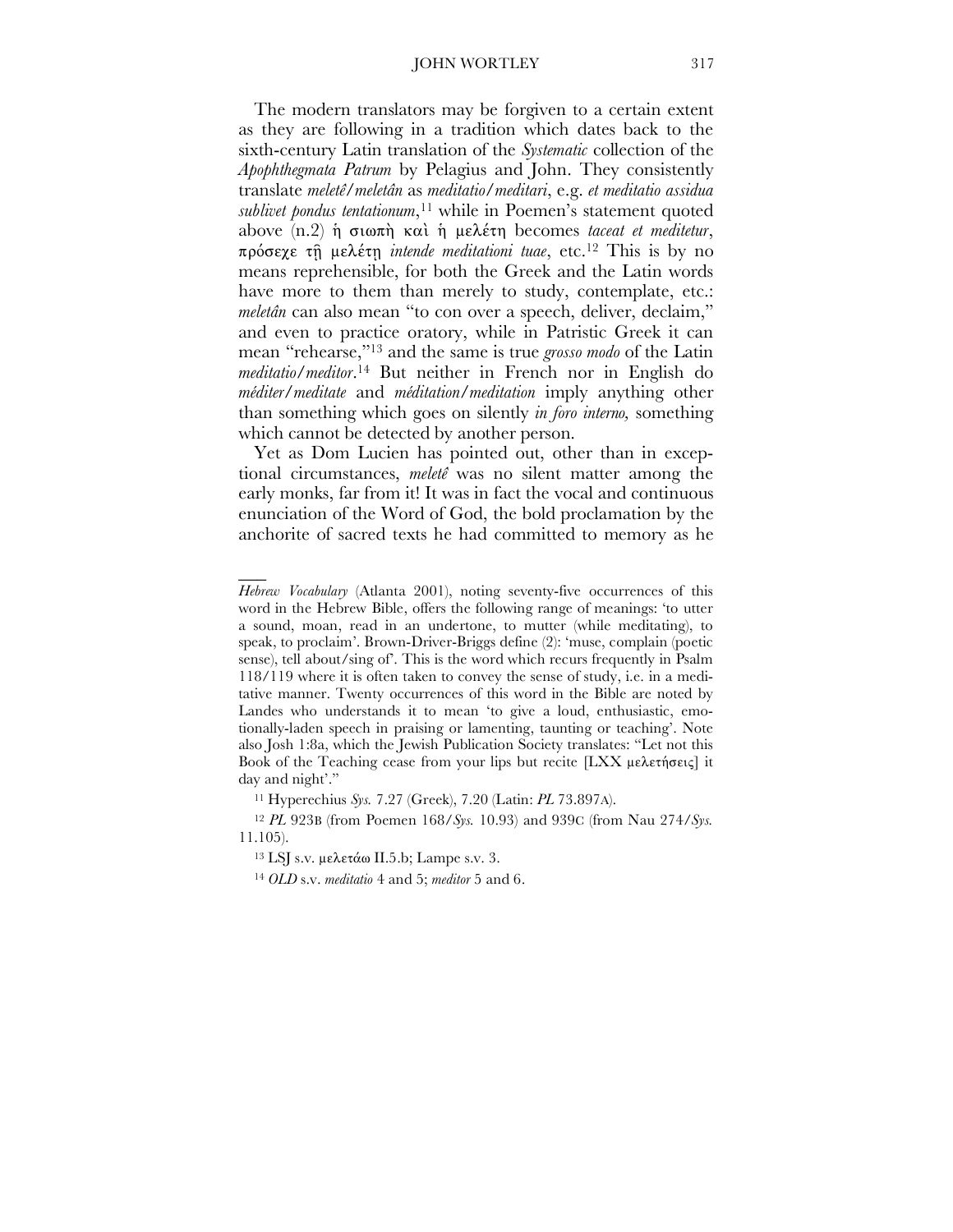The modern translators may be forgiven to a certain extent as they are following in a tradition which dates back to the sixth-century Latin translation of the *Systematic* collection of the *Apophthegmata Patrum* by Pelagius and John. They consistently translate *meletê/meletân* as *meditatio/meditari*, e.g. *et meditatio assidua sublivet pondus tentationum*,[11] while in Poemen's statement quoted above (n.2) ἡ σιωπὴ καὶ ἡ μελέτη becomes *taceat et meditetur*, πρόσεχε τῇ μελέτῃ *intende meditationi tuae*, etc.[12] This is by no means reprehensible, for both the Greek and the Latin words have more to them than merely to study, contemplate, etc.: *meletân* can also mean "to con over a speech, deliver, declaim," and even to practice oratory, while in Patristic Greek it can mean "rehearse,"[13] and the same is true *grosso modo* of the Latin *meditatio/meditor*.[14] But neither in French nor in English do *méditer/meditate* and *méditation/meditation* imply anything other than something which goes on silently *in foro interno,* something which cannot be detected by another person.

Yet as Dom Lucien has pointed out, other than in exceptional circumstances, *meletê* was no silent matter among the early monks, far from it! It was in fact the vocal and continuous enunciation of the Word of God, the bold proclamation by the anchorite of sacred texts he had committed to memory as he

---

*Hebrew Vocabulary* (Atlanta 2001), noting seventy-five occurrences of this word in the Hebrew Bible, offers the following range of meanings: 'to utter a sound, moan, read in an undertone, to mutter (while meditating), to speak, to proclaim'. Brown-Driver-Briggs define (2): 'muse, complain (poetic sense), tell about/sing of'. This is the word which recurs frequently in Psalm 118/119 where it is often taken to convey the sense of study, i.e. in a meditative manner. Twenty occurrences of this word in the Bible are noted by Landes who understands it to mean 'to give a loud, enthusiastic, emotionally-laden speech in praising or lamenting, taunting or teaching'. Note also Josh 1:8a, which the Jewish Publication Society translates: "Let not this Book of the Teaching cease from your lips but recite [LXX μελετήσεις] it day and night'."

[11] Hyperechius *Sys.* 7.27 (Greek), 7.20 (Latin: *PL* 73.897A).

[12] *PL* 923B (from Poemen 168/*Sys.* 10.93) and 939C (from Nau 274/*Sys.* 11.105).

[13] LSJ s.v. μελετάω II.5.b; Lampe s.v. 3.

[14] *OLD* s.v. *meditatio* 4 and 5; *meditor* 5 and 6.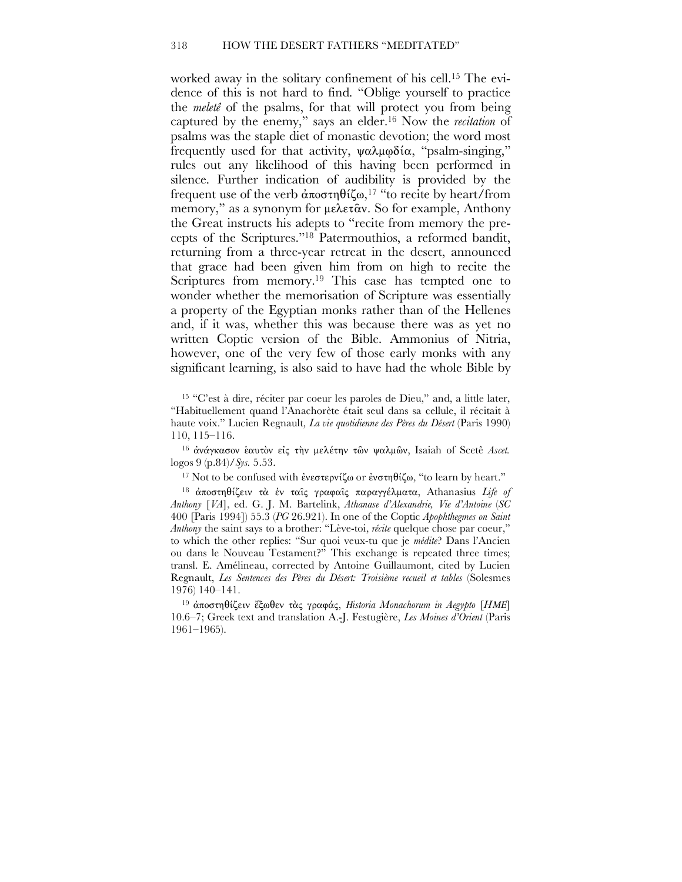worked away in the solitary confinement of his cell.[15] The evidence of this is not hard to find. "Oblige yourself to practice the *meletê* of the psalms, for that will protect you from being captured by the enemy," says an elder.[16] Now the *recitation* of psalms was the staple diet of monastic devotion; the word most frequently used for that activity, ψαλμῳδία, "psalm-singing," rules out any likelihood of this having been performed in silence. Further indication of audibility is provided by the frequent use of the verb ἀποστηθίζω,[17] "to recite by heart/from memory," as a synonym for μελετᾶν. So for example, Anthony the Great instructs his adepts to "recite from memory the precepts of the Scriptures."[18] Patermouthios, a reformed bandit, returning from a three-year retreat in the desert, announced that grace had been given him from on high to recite the Scriptures from memory.[19] This case has tempted one to wonder whether the memorisation of Scripture was essentially a property of the Egyptian monks rather than of the Hellenes and, if it was, whether this was because there was as yet no written Coptic version of the Bible. Ammonius of Nitria, however, one of the very few of those early monks with any significant learning, is also said to have had the whole Bible by

[15] "C'est à dire, réciter par coeur les paroles de Dieu," and, a little later, "Habituellement quand l'Anachorète était seul dans sa cellule, il récitait à haute voix." Lucien Regnault, *La vie quotidienne des Pères du Désert* (Paris 1990) 110, 115–116.

[16] ἀνάγκασον ἑαυτὸν εἰς τὴν μελέτην τῶν ψαλμῶν, Isaiah of Scetê *Ascet.* logos 9 (p.84)/*Sys.* 5.53.

[17] Not to be confused with ἐνεστερνίζω or ἐνστηθίζω, "to learn by heart."

[18] ἀποστηθίζειν τὰ ἐν ταῖς γραφαῖς παραγγέλματα, Athanasius *Life of Anthony* [*VA*], ed. G. J. M. Bartelink, *Athanase d'Alexandrie, Vie d'Antoine* (*SC* 400 [Paris 1994]) 55.3 (*PG* 26.921). In one of the Coptic *Apophthegmes on Saint Anthony* the saint says to a brother: "Lève-toi, *récite* quelque chose par coeur," to which the other replies: "Sur quoi veux-tu que je *médite*? Dans l'Ancien ou dans le Nouveau Testament?" This exchange is repeated three times; transl. E. Amélineau, corrected by Antoine Guillaumont, cited by Lucien Regnault, *Les Sentences des Pères du Désert: Troisième recueil et tables* (Solesmes 1976) 140–141.

[19] ἀποστηθίζειν ἔξωθεν τὰς γραφάς, *Historia Monachorum in Aegypto* [*HME*] 10.6–7; Greek text and translation A.-J. Festugière, *Les Moines d'Orient* (Paris 1961–1965).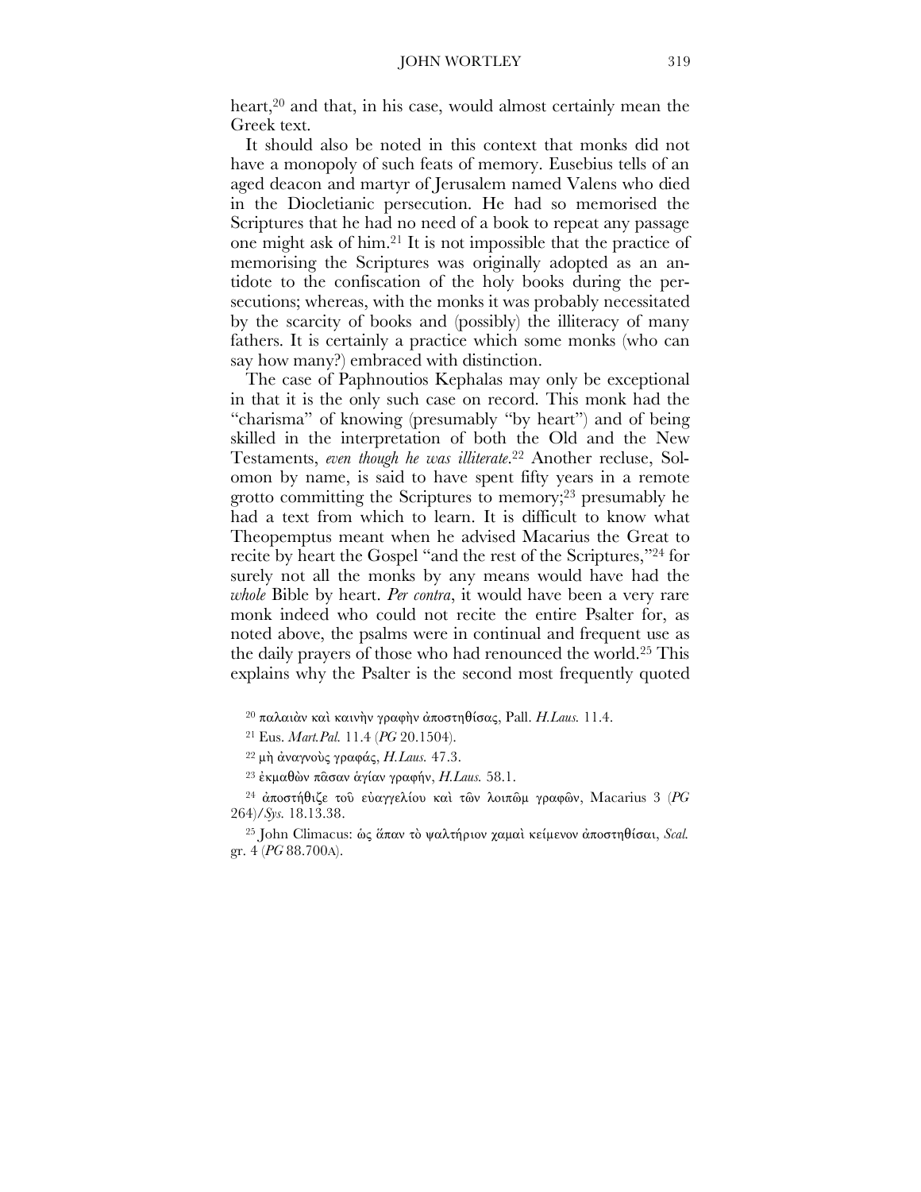heart,[20] and that, in his case, would almost certainly mean the Greek text.

It should also be noted in this context that monks did not have a monopoly of such feats of memory. Eusebius tells of an aged deacon and martyr of Jerusalem named Valens who died in the Diocletianic persecution. He had so memorised the Scriptures that he had no need of a book to repeat any passage one might ask of him.[21] It is not impossible that the practice of memorising the Scriptures was originally adopted as an antidote to the confiscation of the holy books during the persecutions; whereas, with the monks it was probably necessitated by the scarcity of books and (possibly) the illiteracy of many fathers. It is certainly a practice which some monks (who can say how many?) embraced with distinction.

The case of Paphnoutios Kephalas may only be exceptional in that it is the only such case on record. This monk had the "charisma" of knowing (presumably "by heart") and of being skilled in the interpretation of both the Old and the New Testaments, *even though he was illiterate*.[22] Another recluse, Solomon by name, is said to have spent fifty years in a remote grotto committing the Scriptures to memory;[23] presumably he had a text from which to learn. It is difficult to know what Theopemptus meant when he advised Macarius the Great to recite by heart the Gospel "and the rest of the Scriptures,"[24] for surely not all the monks by any means would have had the *whole* Bible by heart. *Per contra*, it would have been a very rare monk indeed who could not recite the entire Psalter for, as noted above, the psalms were in continual and frequent use as the daily prayers of those who had renounced the world.[25] This explains why the Psalter is the second most frequently quoted

[20] παλαιὰν καὶ καινὴν γραφὴν ἀποστηθίσας, Pall. *H.Laus.* 11.4.

[21] Eus. *Mart.Pal.* 11.4 (*PG* 20.1504).

[22] μὴ ἀναγνοὺς γραφάς, *H.Laus.* 47.3.

[23] ἐκμαθὼν πᾶσαν ἁγίαν γραφήν, *H.Laus.* 58.1.

[24] ἀποστήθιζε τοῦ εὐαγγελίου καὶ τῶν λοιπῶμ γραφῶν, Macarius 3 (*PG* 264)/*Sys.* 18.13.38.

[25] John Climacus: ὡς ἅπαν τὸ ψαλτήριον χαμαὶ κείμενον ἀποστηθίσαι, *Scal.* gr. 4 (*PG* 88.700A).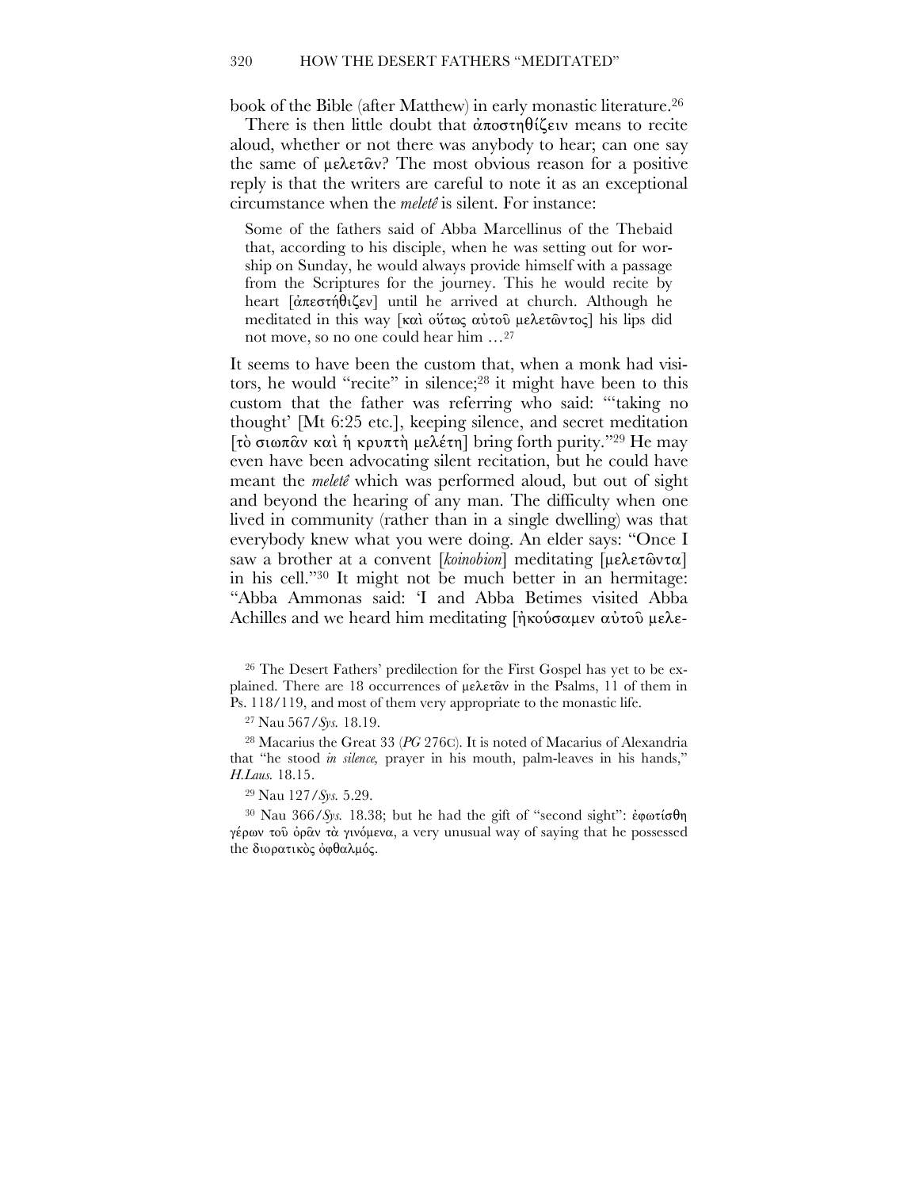book of the Bible (after Matthew) in early monastic literature.[26]

There is then little doubt that ἀποστηθίζειν means to recite aloud, whether or not there was anybody to hear; can one say the same of μελετᾶν? The most obvious reason for a positive reply is that the writers are careful to note it as an exceptional circumstance when the *meletê* is silent. For instance:

> Some of the fathers said of Abba Marcellinus of the Thebaid that, according to his disciple, when he was setting out for worship on Sunday, he would always provide himself with a passage from the Scriptures for the journey. This he would recite by heart [ἀπεστήθιζεν] until he arrived at church. Although he meditated in this way [καὶ οὕτως αὐτοῦ μελετῶντος] his lips did not move, so no one could hear him …[27]

It seems to have been the custom that, when a monk had visitors, he would "recite" in silence;[28] it might have been to this custom that the father was referring who said: "'taking no thought' [Mt 6:25 etc.], keeping silence, and secret meditation [τὸ σιωπᾶν καὶ ἡ κρυπτὴ μελέτη] bring forth purity."[29] He may even have been advocating silent recitation, but he could have meant the *meletê* which was performed aloud, but out of sight and beyond the hearing of any man. The difficulty when one lived in community (rather than in a single dwelling) was that everybody knew what you were doing. An elder says: "Once I saw a brother at a convent [*koinobion*] meditating [μελετῶντα] in his cell."[30] It might not be much better in a hermitage: "Abba Ammonas said: 'I and Abba Betimes visited Abba Achilles and we heard him meditating [ἠκούσαμεν αὐτοῦ μελε-

---

[26] The Desert Fathers' predilection for the First Gospel has yet to be explained. There are 18 occurrences of μελετᾶν in the Psalms, 11 of them in Ps. 118/119, and most of them very appropriate to the monastic life.

[27] Nau 567/*Sys.* 18.19.

[28] Macarius the Great 33 (*PG* 276C). It is noted of Macarius of Alexandria that "he stood *in silence,* prayer in his mouth, palm-leaves in his hands," *H.Laus.* 18.15.

[29] Nau 127/*Sys.* 5.29.

[30] Nau 366/*Sys.* 18.38; but he had the gift of "second sight": ἐφωτίσθη γέρων τοῦ ὁρᾶν τὰ γινόμενα, a very unusual way of saying that he possessed the διορατικὸς ὀφθαλμός.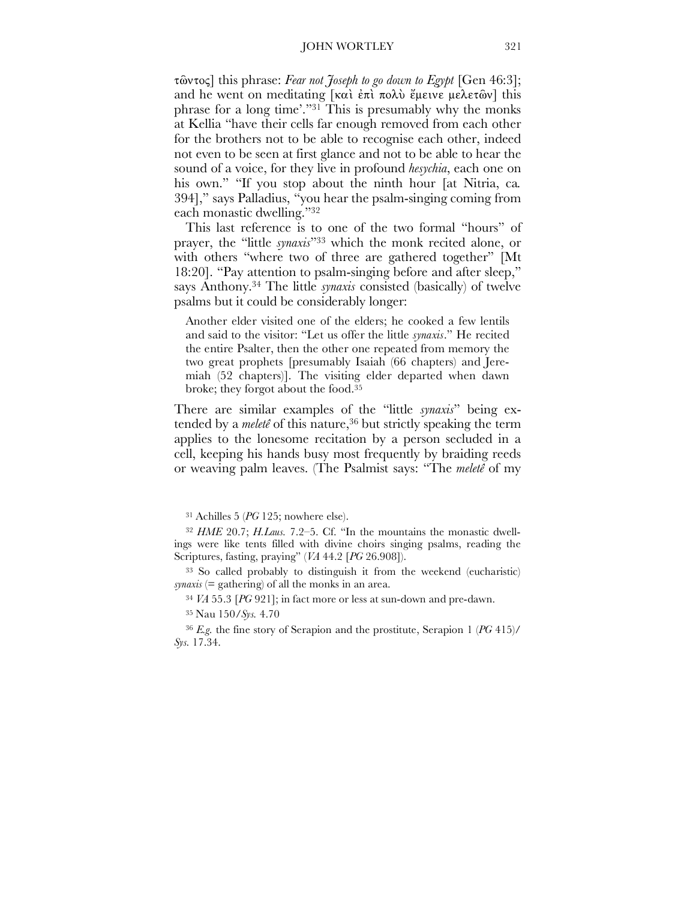τῶντος] this phrase: *Fear not Joseph to go down to Egypt* [Gen 46:3]; and he went on meditating [καὶ ἐπὶ πολὺ ἔμεινε μελετῶν] this phrase for a long time'."[31] This is presumably why the monks at Kellia "have their cells far enough removed from each other for the brothers not to be able to recognise each other, indeed not even to be seen at first glance and not to be able to hear the sound of a voice, for they live in profound *hesychia*, each one on his own." "If you stop about the ninth hour [at Nitria, ca. 394]," says Palladius, "you hear the psalm-singing coming from each monastic dwelling."[32]

This last reference is to one of the two formal "hours" of prayer, the "little *synaxis*"[33] which the monk recited alone, or with others "where two of three are gathered together" [Mt 18:20]. "Pay attention to psalm-singing before and after sleep," says Anthony.[34] The little *synaxis* consisted (basically) of twelve psalms but it could be considerably longer:

> Another elder visited one of the elders; he cooked a few lentils and said to the visitor: "Let us offer the little *synaxis*." He recited the entire Psalter, then the other one repeated from memory the two great prophets [presumably Isaiah (66 chapters) and Jeremiah (52 chapters)]. The visiting elder departed when dawn broke; they forgot about the food.[35]

There are similar examples of the "little *synaxis*" being extended by a *meletê* of this nature,[36] but strictly speaking the term applies to the lonesome recitation by a person secluded in a cell, keeping his hands busy most frequently by braiding reeds or weaving palm leaves. (The Psalmist says: "The *meletê* of my

---

[31] Achilles 5 (*PG* 125; nowhere else).

[32] *HME* 20.7; *H.Laus.* 7.2–5. Cf. "In the mountains the monastic dwellings were like tents filled with divine choirs singing psalms, reading the Scriptures, fasting, praying" (*VA* 44.2 [*PG* 26.908]).

[33] So called probably to distinguish it from the weekend (eucharistic) *synaxis* (= gathering) of all the monks in an area.

[34] *VA* 55.3 [*PG* 921]; in fact more or less at sun-down and pre-dawn.

[35] Nau 150/*Sys.* 4.70

[36] *E.g.* the fine story of Serapion and the prostitute, Serapion 1 (*PG* 415)/*Sys.* 17.34.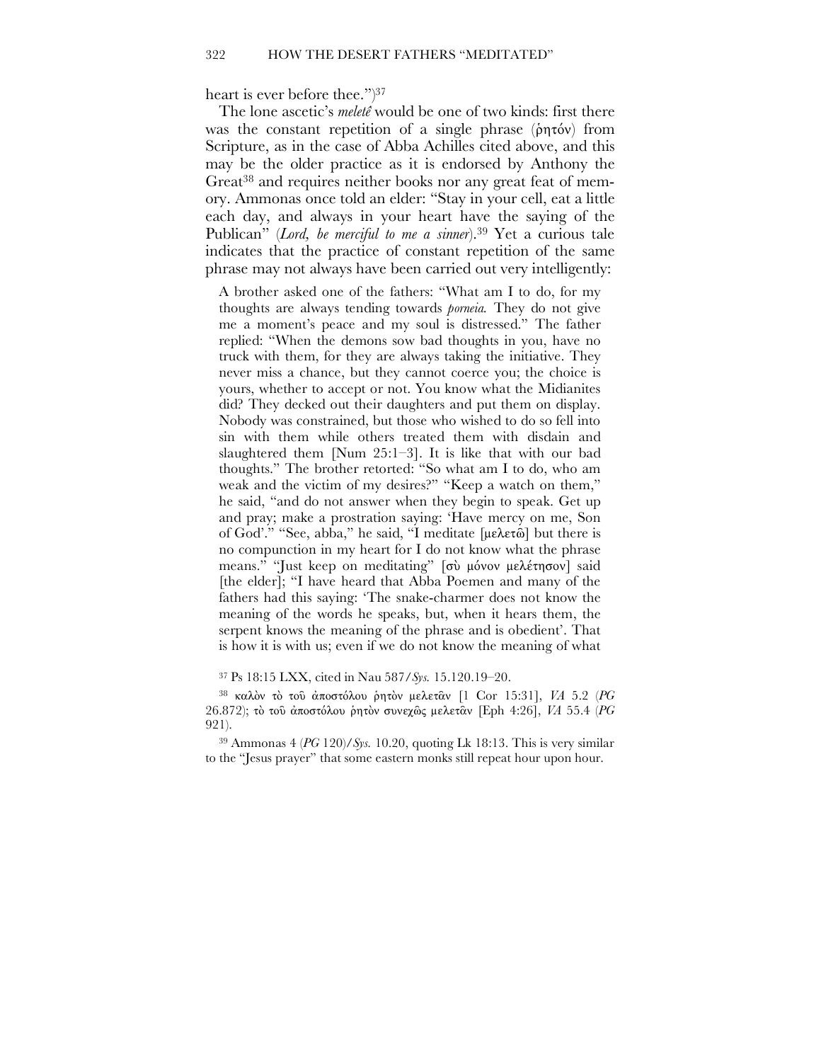heart is ever before thee.")[37]

The lone ascetic's *meletê* would be one of two kinds: first there was the constant repetition of a single phrase (ῥητόν) from Scripture, as in the case of Abba Achilles cited above, and this may be the older practice as it is endorsed by Anthony the Great[38] and requires neither books nor any great feat of memory. Ammonas once told an elder: "Stay in your cell, eat a little each day, and always in your heart have the saying of the Publican" (*Lord, be merciful to me a sinner*).[39] Yet a curious tale indicates that the practice of constant repetition of the same phrase may not always have been carried out very intelligently:

> A brother asked one of the fathers: "What am I to do, for my thoughts are always tending towards *porneia.* They do not give me a moment's peace and my soul is distressed." The father replied: "When the demons sow bad thoughts in you, have no truck with them, for they are always taking the initiative. They never miss a chance, but they cannot coerce you; the choice is yours, whether to accept or not. You know what the Midianites did? They decked out their daughters and put them on display. Nobody was constrained, but those who wished to do so fell into sin with them while others treated them with disdain and slaughtered them [Num 25:1–3]. It is like that with our bad thoughts." The brother retorted: "So what am I to do, who am weak and the victim of my desires?" "Keep a watch on them," he said, "and do not answer when they begin to speak. Get up and pray; make a prostration saying: 'Have mercy on me, Son of God'." "See, abba," he said, "I meditate [μελετῶ] but there is no compunction in my heart for I do not know what the phrase means." "Just keep on meditating" [σὺ μόνον μελέτησον] said [the elder]; "I have heard that Abba Poemen and many of the fathers had this saying: 'The snake-charmer does not know the meaning of the words he speaks, but, when it hears them, the serpent knows the meaning of the phrase and is obedient'. That is how it is with us; even if we do not know the meaning of what

[37] Ps 18:15 LXX, cited in Nau 587/*Sys.* 15.120.19–20.

[38] καλὸν τὸ τοῦ ἀποστόλου ῥητὸν μελετᾶν [1 Cor 15:31], *VA* 5.2 (*PG* 26.872); τὸ τοῦ ἀποστόλου ῥητὸν συνεχῶς μελετᾶν [Eph 4:26], *VA* 55.4 (*PG* 921).

[39] Ammonas 4 (*PG* 120)/*Sys.* 10.20, quoting Lk 18:13. This is very similar to the "Jesus prayer" that some eastern monks still repeat hour upon hour.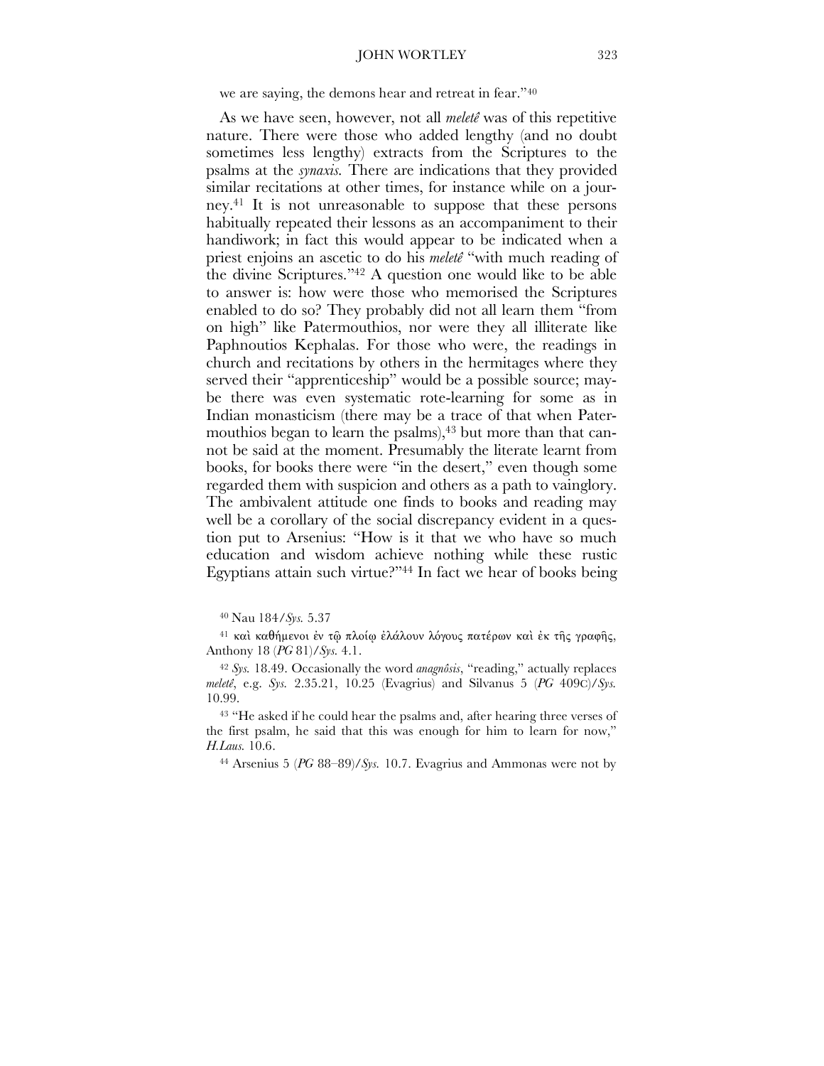we are saying, the demons hear and retreat in fear."[40]

As we have seen, however, not all *meletê* was of this repetitive nature. There were those who added lengthy (and no doubt sometimes less lengthy) extracts from the Scriptures to the psalms at the *synaxis.* There are indications that they provided similar recitations at other times, for instance while on a journey.[41] It is not unreasonable to suppose that these persons habitually repeated their lessons as an accompaniment to their handiwork; in fact this would appear to be indicated when a priest enjoins an ascetic to do his *meletê* "with much reading of the divine Scriptures."[42] A question one would like to be able to answer is: how were those who memorised the Scriptures enabled to do so? They probably did not all learn them "from on high" like Patermouthios, nor were they all illiterate like Paphnoutios Kephalas. For those who were, the readings in church and recitations by others in the hermitages where they served their "apprenticeship" would be a possible source; maybe there was even systematic rote-learning for some as in Indian monasticism (there may be a trace of that when Patermouthios began to learn the psalms),[43] but more than that cannot be said at the moment. Presumably the literate learnt from books, for books there were "in the desert," even though some regarded them with suspicion and others as a path to vainglory. The ambivalent attitude one finds to books and reading may well be a corollary of the social discrepancy evident in a question put to Arsenius: "How is it that we who have so much education and wisdom achieve nothing while these rustic Egyptians attain such virtue?"[44] In fact we hear of books being

[40] Nau 184/*Sys.* 5.37

[41] καὶ καθήμενοι ἐν τῷ πλοίῳ ἐλάλουν λόγους πατέρων καὶ ἐκ τῆς γραφῆς, Anthony 18 (*PG* 81)/*Sys.* 4.1.

[42] *Sys.* 18.49. Occasionally the word *anagnôsis*, "reading," actually replaces *meletê*, e.g. *Sys.* 2.35.21, 10.25 (Evagrius) and Silvanus 5 (*PG* 409C)/*Sys.* 10.99.

[43] "He asked if he could hear the psalms and, after hearing three verses of the first psalm, he said that this was enough for him to learn for now," *H.Laus.* 10.6.

[44] Arsenius 5 (*PG* 88–89)/*Sys.* 10.7. Evagrius and Ammonas were not by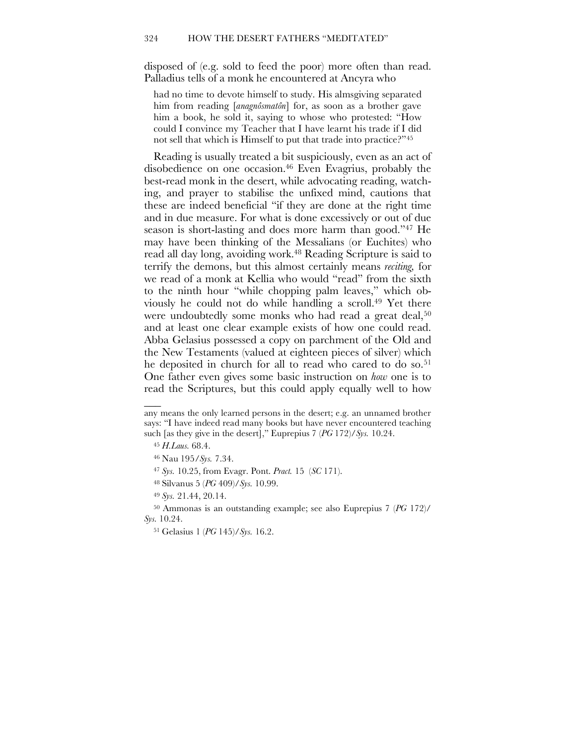disposed of (e.g. sold to feed the poor) more often than read. Palladius tells of a monk he encountered at Ancyra who

> had no time to devote himself to study. His almsgiving separated him from reading [*anagnôsmatôn*] for, as soon as a brother gave him a book, he sold it, saying to whose who protested: "How could I convince my Teacher that I have learnt his trade if I did not sell that which is Himself to put that trade into practice?"[45]

Reading is usually treated a bit suspiciously, even as an act of disobedience on one occasion.[46] Even Evagrius, probably the best-read monk in the desert, while advocating reading, watching, and prayer to stabilise the unfixed mind, cautions that these are indeed beneficial "if they are done at the right time and in due measure. For what is done excessively or out of due season is short-lasting and does more harm than good."[47] He may have been thinking of the Messalians (or Euchites) who read all day long, avoiding work.[48] Reading Scripture is said to terrify the demons, but this almost certainly means *reciting,* for we read of a monk at Kellia who would "read" from the sixth to the ninth hour "while chopping palm leaves," which obviously he could not do while handling a scroll.[49] Yet there were undoubtedly some monks who had read a great deal,[50] and at least one clear example exists of how one could read. Abba Gelasius possessed a copy on parchment of the Old and the New Testaments (valued at eighteen pieces of silver) which he deposited in church for all to read who cared to do so.[51] One father even gives some basic instruction on *how* one is to read the Scriptures, but this could apply equally well to how

---

any means the only learned persons in the desert; e.g. an unnamed brother says: "I have indeed read many books but have never encountered teaching such [as they give in the desert]," Euprepius 7 (*PG* 172)/*Sys.* 10.24.

[45] *H.Laus.* 68.4.

[46] Nau 195/*Sys.* 7.34.

[47] *Sys.* 10.25, from Evagr. Pont. *Pract.* 15 (*SC* 171).

[48] Silvanus 5 (*PG* 409)/*Sys.* 10.99.

[49] *Sys.* 21.44, 20.14.

[50] Ammonas is an outstanding example; see also Euprepius 7 (*PG* 172)/*Sys.* 10.24.

[51] Gelasius 1 (*PG* 145)/*Sys.* 16.2.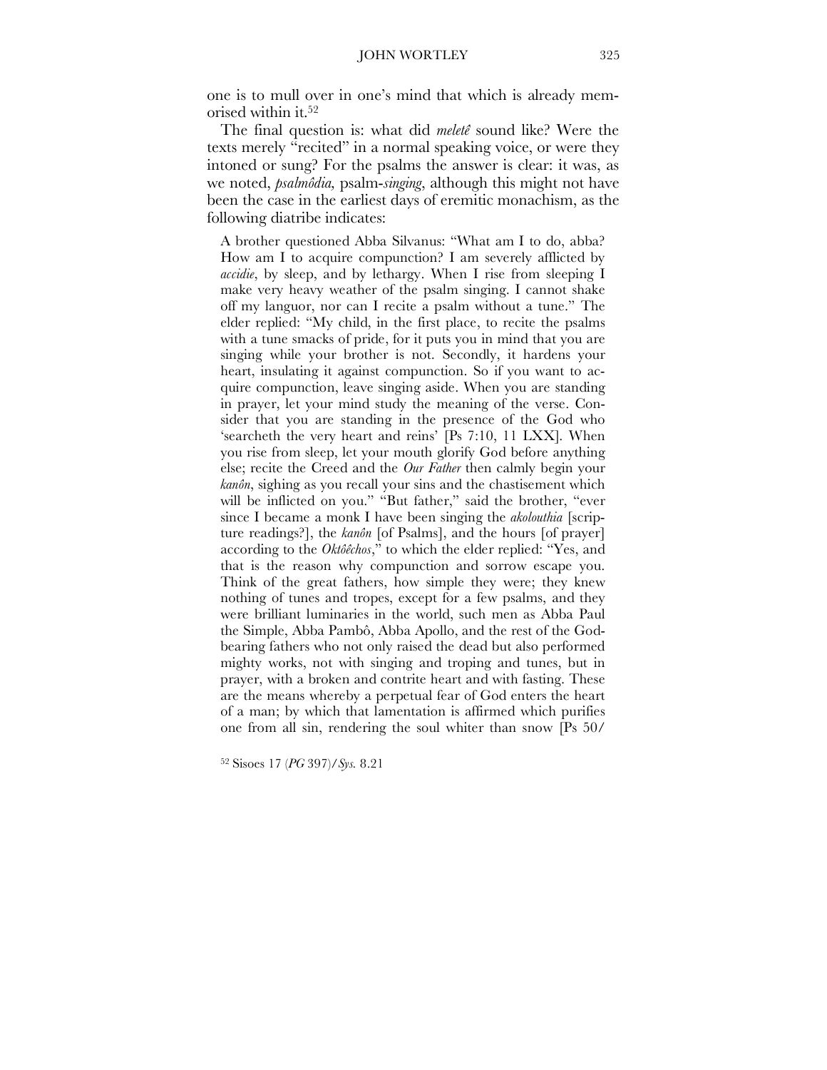one is to mull over in one's mind that which is already memorised within it.[52]

The final question is: what did *meletê* sound like? Were the texts merely "recited" in a normal speaking voice, or were they intoned or sung? For the psalms the answer is clear: it was, as we noted, *psalmôdia,* psalm-*singing*, although this might not have been the case in the earliest days of eremitic monachism, as the following diatribe indicates:

> A brother questioned Abba Silvanus: "What am I to do, abba? How am I to acquire compunction? I am severely afflicted by *accidie*, by sleep, and by lethargy. When I rise from sleeping I make very heavy weather of the psalm singing. I cannot shake off my languor, nor can I recite a psalm without a tune." The elder replied: "My child, in the first place, to recite the psalms with a tune smacks of pride, for it puts you in mind that you are singing while your brother is not. Secondly, it hardens your heart, insulating it against compunction. So if you want to acquire compunction, leave singing aside. When you are standing in prayer, let your mind study the meaning of the verse. Consider that you are standing in the presence of the God who 'searcheth the very heart and reins' [Ps 7:10, 11 LXX]. When you rise from sleep, let your mouth glorify God before anything else; recite the Creed and the *Our Father* then calmly begin your *kanôn*, sighing as you recall your sins and the chastisement which will be inflicted on you." "But father," said the brother, "ever since I became a monk I have been singing the *akolouthia* [scripture readings?], the *kanôn* [of Psalms], and the hours [of prayer] according to the *Oktôêchos*," to which the elder replied: "Yes, and that is the reason why compunction and sorrow escape you. Think of the great fathers, how simple they were; they knew nothing of tunes and tropes, except for a few psalms, and they were brilliant luminaries in the world, such men as Abba Paul the Simple, Abba Pambô, Abba Apollo, and the rest of the God-bearing fathers who not only raised the dead but also performed mighty works, not with singing and troping and tunes, but in prayer, with a broken and contrite heart and with fasting. These are the means whereby a perpetual fear of God enters the heart of a man; by which that lamentation is affirmed which purifies one from all sin, rendering the soul whiter than snow [Ps 50/

[52] Sisoes 17 (*PG* 397)/*Sys.* 8.21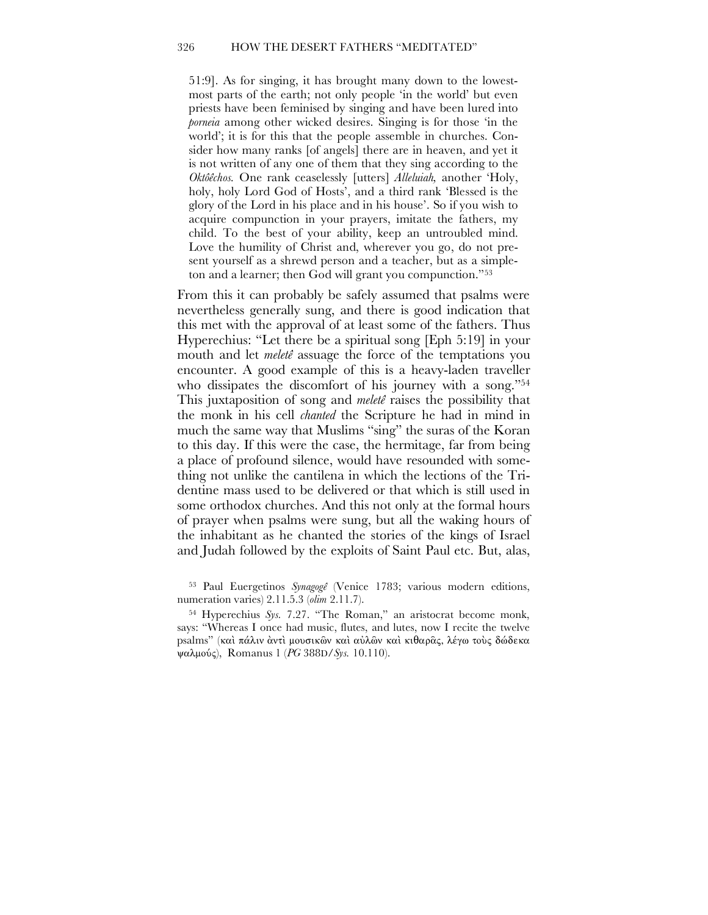51:9]. As for singing, it has brought many down to the lowest-most parts of the earth; not only people 'in the world' but even priests have been feminised by singing and have been lured into *porneia* among other wicked desires. Singing is for those 'in the world'; it is for this that the people assemble in churches. Consider how many ranks [of angels] there are in heaven, and yet it is not written of any one of them that they sing according to the *Oktôêchos*. One rank ceaselessly [utters] *Alleluiah*, another 'Holy, holy, holy Lord God of Hosts', and a third rank 'Blessed is the glory of the Lord in his place and in his house'. So if you wish to acquire compunction in your prayers, imitate the fathers, my child. To the best of your ability, keep an untroubled mind. Love the humility of Christ and, wherever you go, do not present yourself as a shrewd person and a teacher, but as a simpleton and a learner; then God will grant you compunction."[53]

From this it can probably be safely assumed that psalms were nevertheless generally sung, and there is good indication that this met with the approval of at least some of the fathers. Thus Hyperechius: "Let there be a spiritual song [Eph 5:19] in your mouth and let *meletê* assuage the force of the temptations you encounter. A good example of this is a heavy-laden traveller who dissipates the discomfort of his journey with a song."[54] This juxtaposition of song and *meletê* raises the possibility that the monk in his cell *chanted* the Scripture he had in mind in much the same way that Muslims "sing" the suras of the Koran to this day. If this were the case, the hermitage, far from being a place of profound silence, would have resounded with something not unlike the cantilena in which the lections of the Tridentine mass used to be delivered or that which is still used in some orthodox churches. And this not only at the formal hours of prayer when psalms were sung, but all the waking hours of the inhabitant as he chanted the stories of the kings of Israel and Judah followed by the exploits of Saint Paul etc. But, alas,

[53] Paul Euergetinos *Synagogê* (Venice 1783; various modern editions, numeration varies) 2.11.5.3 (*olim* 2.11.7).

[54] Hyperechius *Sys.* 7.27. "The Roman," an aristocrat become monk, says: "Whereas I once had music, flutes, and lutes, now I recite the twelve psalms" (καὶ πάλιν ἀντὶ μουσικῶν καὶ αὐλῶν καὶ κιθαρᾶς, λέγω τοὺς δώδεκα ψαλμούς), Romanus 1 (*PG* 388D/*Sys.* 10.110).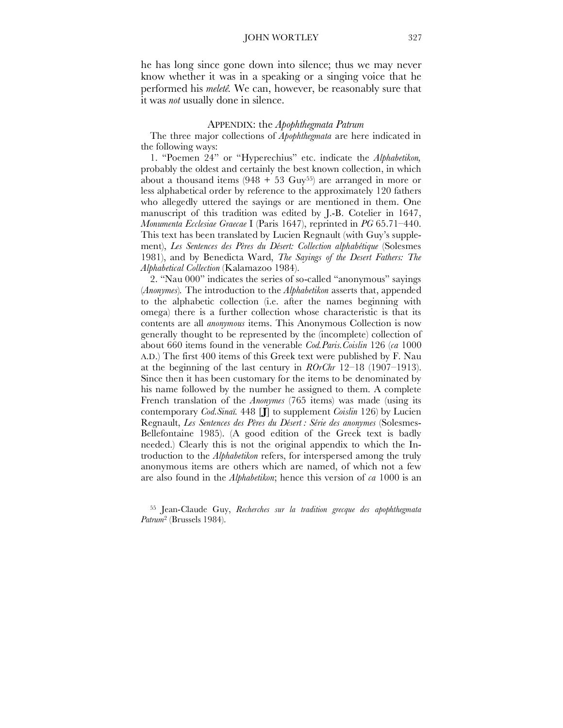he has long since gone down into silence; thus we may never know whether it was in a speaking or a singing voice that he performed his *meletê*. We can, however, be reasonably sure that it was *not* usually done in silence.

## APPENDIX: the *Apophthegmata Patrum*

The three major collections of *Apophthegmata* are here indicated in the following ways:

1. "Poemen 24" or "Hyperechius" etc. indicate the *Alphabetikon,* probably the oldest and certainly the best known collection, in which about a thousand items (948 + 53 Guy[55]) are arranged in more or less alphabetical order by reference to the approximately 120 fathers who allegedly uttered the sayings or are mentioned in them. One manuscript of this tradition was edited by J.-B. Cotelier in 1647, *Monumenta Ecclesiae Graecae* I (Paris 1647), reprinted in *PG* 65.71–440. This text has been translated by Lucien Regnault (with Guy's supplement), *Les Sentences des Pères du Désert: Collection alphabétique* (Solesmes 1981), and by Benedicta Ward, *The Sayings of the Desert Fathers: The Alphabetical Collection* (Kalamazoo 1984).

2. "Nau 000" indicates the series of so-called "anonymous" sayings (*Anonymes*). The introduction to the *Alphabetikon* asserts that, appended to the alphabetic collection (i.e. after the names beginning with omega) there is a further collection whose characteristic is that its contents are all *anonymous* items. This Anonymous Collection is now generally thought to be represented by the (incomplete) collection of about 660 items found in the venerable *Cod.Paris.Coislin* 126 (*ca* 1000 A.D.) The first 400 items of this Greek text were published by F. Nau at the beginning of the last century in *ROrChr* 12–18 (1907–1913). Since then it has been customary for the items to be denominated by his name followed by the number he assigned to them. A complete French translation of the *Anonymes* (765 items) was made (using its contemporary *Cod.Sinaï.* 448 [**J**] to supplement *Coislin* 126) by Lucien Regnault, *Les Sentences des Pères du Désert : Série des anonymes* (Solesmes-Bellefontaine 1985). (A good edition of the Greek text is badly needed.) Clearly this is not the original appendix to which the Introduction to the *Alphabetikon* refers, for interspersed among the truly anonymous items are others which are named, of which not a few are also found in the *Alphabetikon*; hence this version of *ca* 1000 is an

[55] Jean-Claude Guy, *Recherches sur la tradition grecque des apophthegmata Patrum*² (Brussels 1984).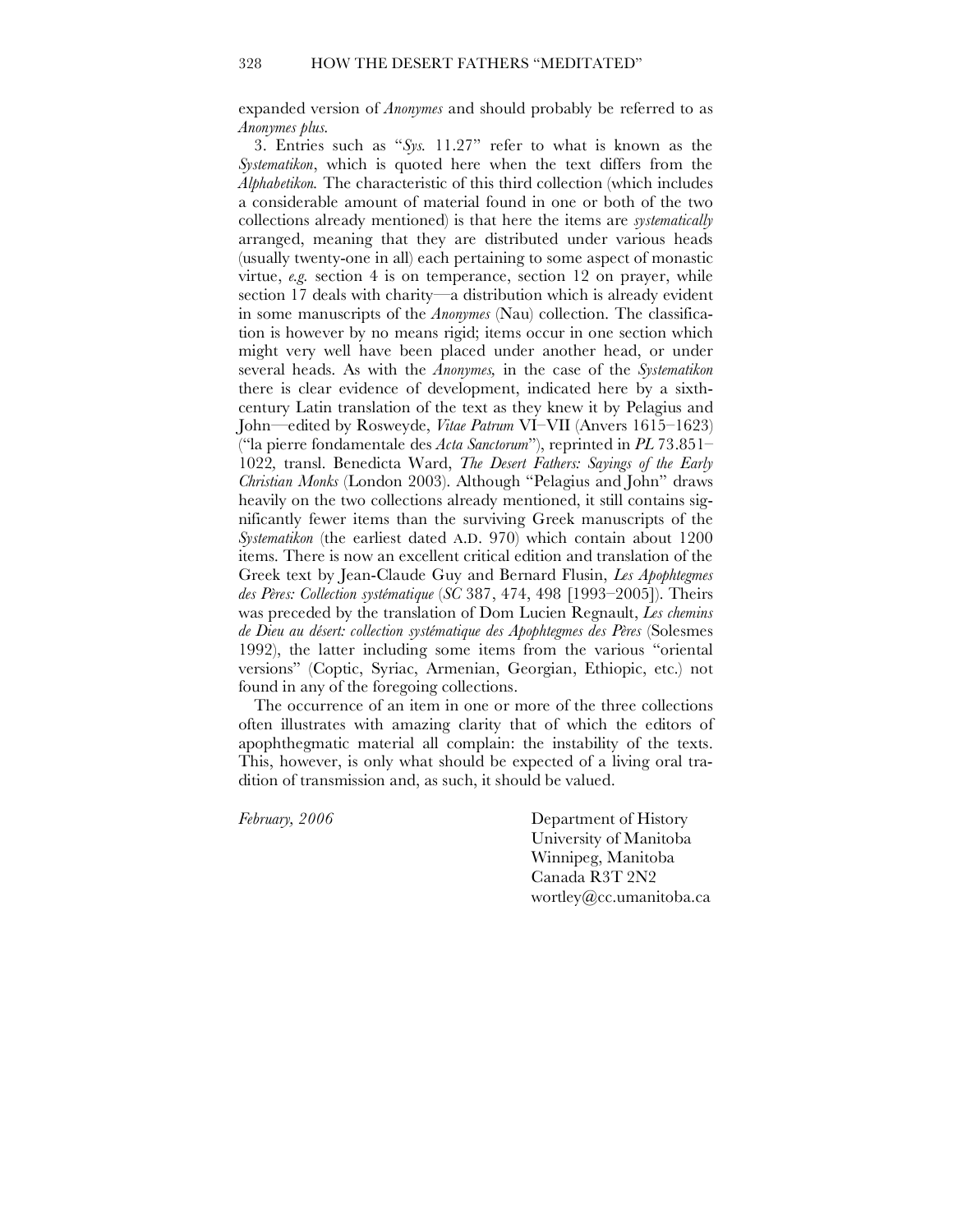expanded version of *Anonymes* and should probably be referred to as *Anonymes plus*.

3. Entries such as "*Sys.* 11.27" refer to what is known as the *Systematikon*, which is quoted here when the text differs from the *Alphabetikon*. The characteristic of this third collection (which includes a considerable amount of material found in one or both of the two collections already mentioned) is that here the items are *systematically* arranged, meaning that they are distributed under various heads (usually twenty-one in all) each pertaining to some aspect of monastic virtue, *e.g.* section 4 is on temperance, section 12 on prayer, while section 17 deals with charity—a distribution which is already evident in some manuscripts of the *Anonymes* (Nau) collection. The classification is however by no means rigid; items occur in one section which might very well have been placed under another head, or under several heads. As with the *Anonymes*, in the case of the *Systematikon* there is clear evidence of development, indicated here by a sixth-century Latin translation of the text as they knew it by Pelagius and John—edited by Rosweyde, *Vitae Patrum* VI–VII (Anvers 1615–1623) ("la pierre fondamentale des *Acta Sanctorum*"), reprinted in *PL* 73.851–1022, transl. Benedicta Ward, *The Desert Fathers: Sayings of the Early Christian Monks* (London 2003). Although "Pelagius and John" draws heavily on the two collections already mentioned, it still contains significantly fewer items than the surviving Greek manuscripts of the *Systematikon* (the earliest dated A.D. 970) which contain about 1200 items. There is now an excellent critical edition and translation of the Greek text by Jean-Claude Guy and Bernard Flusin, *Les Apophtegmes des Pères: Collection systématique* (*SC* 387, 474, 498 [1993–2005]). Theirs was preceded by the translation of Dom Lucien Regnault, *Les chemins de Dieu au désert: collection systématique des Apophtegmes des Pères* (Solesmes 1992), the latter including some items from the various "oriental versions" (Coptic, Syriac, Armenian, Georgian, Ethiopic, etc.) not found in any of the foregoing collections.

The occurrence of an item in one or more of the three collections often illustrates with amazing clarity that of which the editors of apophthegmatic material all complain: the instability of the texts. This, however, is only what should be expected of a living oral tradition of transmission and, as such, it should be valued.

*February, 2006*

Department of History
University of Manitoba
Winnipeg, Manitoba
Canada R3T 2N2
wortley@cc.umanitoba.ca